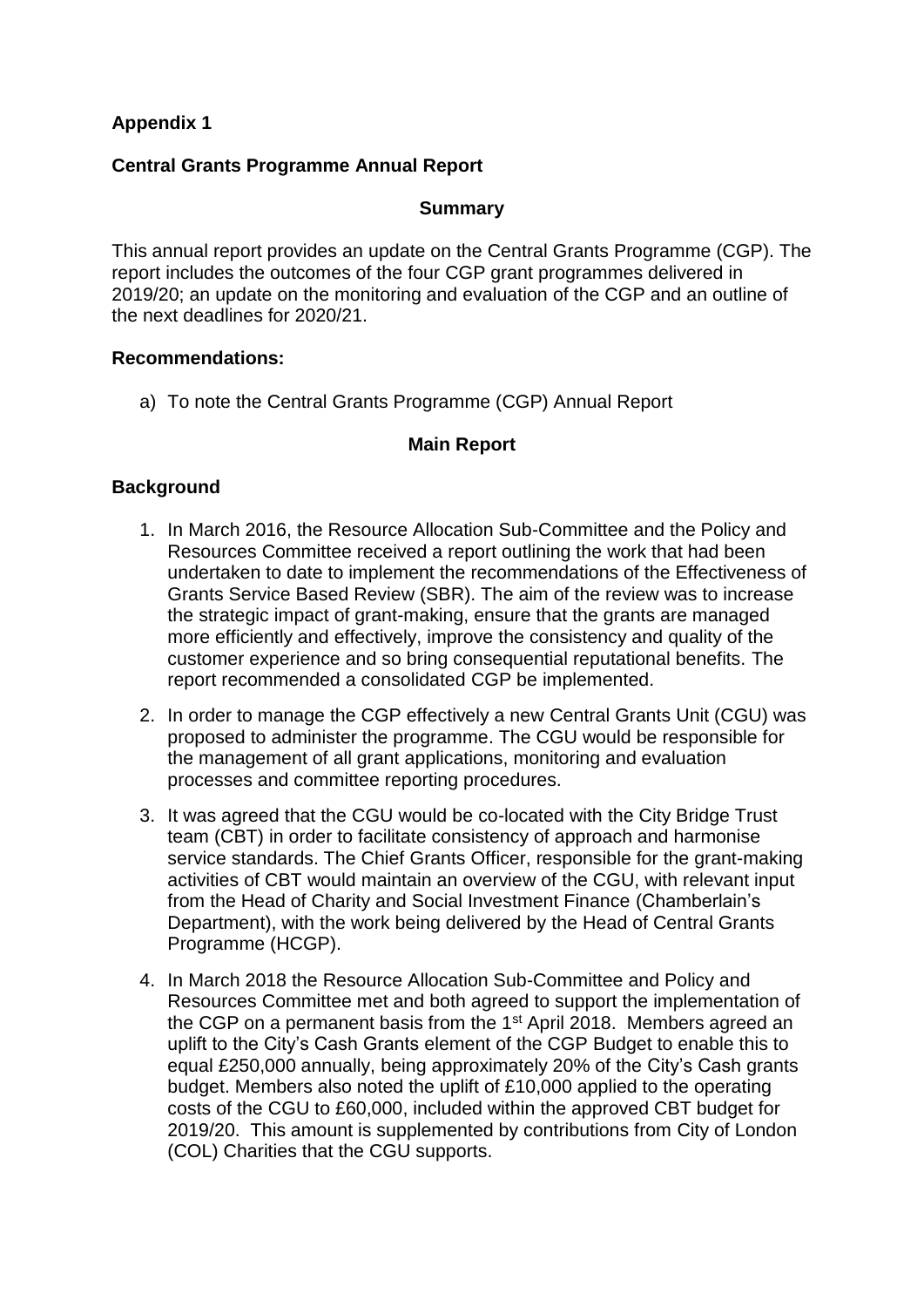**Appendix 1**

**Central Grants Programme Annual Report**

**Summary**

This annual report provides an update on the Central Grants Programme (CGP). The report includes the outcomes of the four CGP grant programmes delivered in 2019/20; an update on the monitoring and evaluation of the CGP and an outline of the next deadlines for 2020/21.

**Recommendations:**

a) To note the Central Grants Programme (CGP) Annual Report

**Main Report**

**Background**

1. In March 2016, the Resource Allocation Sub-Committee and the Policy and Resources Committee received a report outlining the work that had been undertaken to date to implement the recommendations of the Effectiveness of Grants Service Based Review (SBR). The aim of the review was to increase the strategic impact of grant-making, ensure that the grants are managed more efficiently and effectively, improve the consistency and quality of the customer experience and so bring consequential reputational benefits. The report recommended a consolidated CGP be implemented.

2. In order to manage the CGP effectively a new Central Grants Unit (CGU) was proposed to administer the programme. The CGU would be responsible for the management of all grant applications, monitoring and evaluation processes and committee reporting procedures.

3. It was agreed that the CGU would be co-located with the City Bridge Trust team (CBT) in order to facilitate consistency of approach and harmonise service standards. The Chief Grants Officer, responsible for the grant-making activities of CBT would maintain an overview of the CGU, with relevant input from the Head of Charity and Social Investment Finance (Chamberlain's Department), with the work being delivered by the Head of Central Grants Programme (HCGP).

4. In March 2018 the Resource Allocation Sub-Committee and Policy and Resources Committee met and both agreed to support the implementation of the CGP on a permanent basis from the 1st April 2018. Members agreed an uplift to the City's Cash Grants element of the CGP Budget to enable this to equal £250,000 annually, being approximately 20% of the City's Cash grants budget. Members also noted the uplift of £10,000 applied to the operating costs of the CGU to £60,000, included within the approved CBT budget for 2019/20. This amount is supplemented by contributions from City of London (COL) Charities that the CGU supports.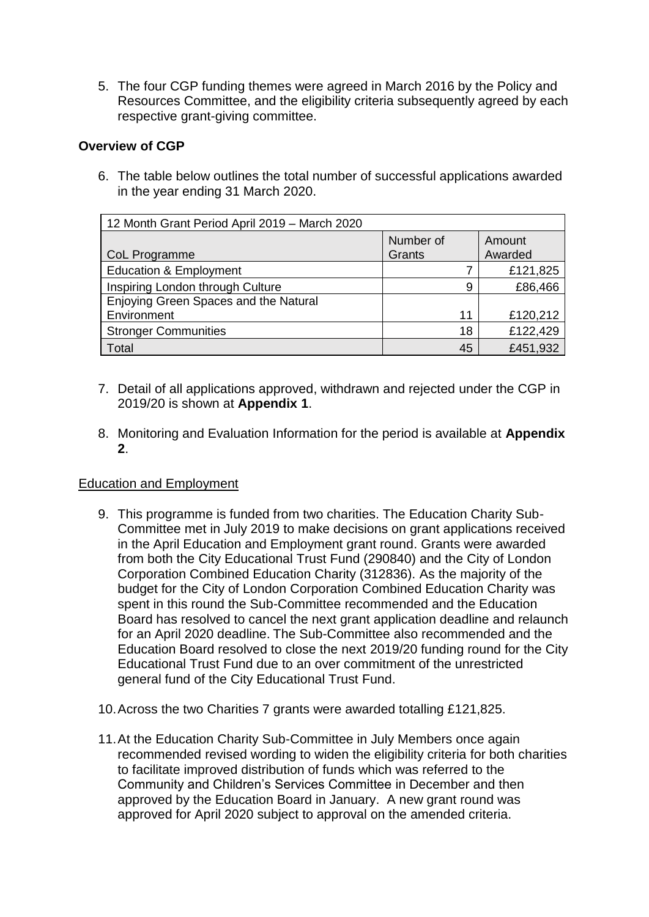5. The four CGP funding themes were agreed in March 2016 by the Policy and Resources Committee, and the eligibility criteria subsequently agreed by each respective grant-giving committee.

**Overview of CGP**

6. The table below outlines the total number of successful applications awarded in the year ending 31 March 2020.

| 12 Month Grant Period April 2019 – March 2020 | | |
|---|---|---|
| CoL Programme | Number of Grants | Amount Awarded |
| Education & Employment | 7 | £121,825 |
| Inspiring London through Culture | 9 | £86,466 |
| Enjoying Green Spaces and the Natural Environment | 11 | £120,212 |
| Stronger Communities | 18 | £122,429 |
| Total | 45 | £451,932 |

7. Detail of all applications approved, withdrawn and rejected under the CGP in 2019/20 is shown at **Appendix 1**.

8. Monitoring and Evaluation Information for the period is available at **Appendix 2**.

Education and Employment

9. This programme is funded from two charities. The Education Charity Sub-Committee met in July 2019 to make decisions on grant applications received in the April Education and Employment grant round. Grants were awarded from both the City Educational Trust Fund (290840) and the City of London Corporation Combined Education Charity (312836). As the majority of the budget for the City of London Corporation Combined Education Charity was spent in this round the Sub-Committee recommended and the Education Board has resolved to cancel the next grant application deadline and relaunch for an April 2020 deadline. The Sub-Committee also recommended and the Education Board resolved to close the next 2019/20 funding round for the City Educational Trust Fund due to an over commitment of the unrestricted general fund of the City Educational Trust Fund.

10. Across the two Charities 7 grants were awarded totalling £121,825.

11. At the Education Charity Sub-Committee in July Members once again recommended revised wording to widen the eligibility criteria for both charities to facilitate improved distribution of funds which was referred to the Community and Children's Services Committee in December and then approved by the Education Board in January. A new grant round was approved for April 2020 subject to approval on the amended criteria.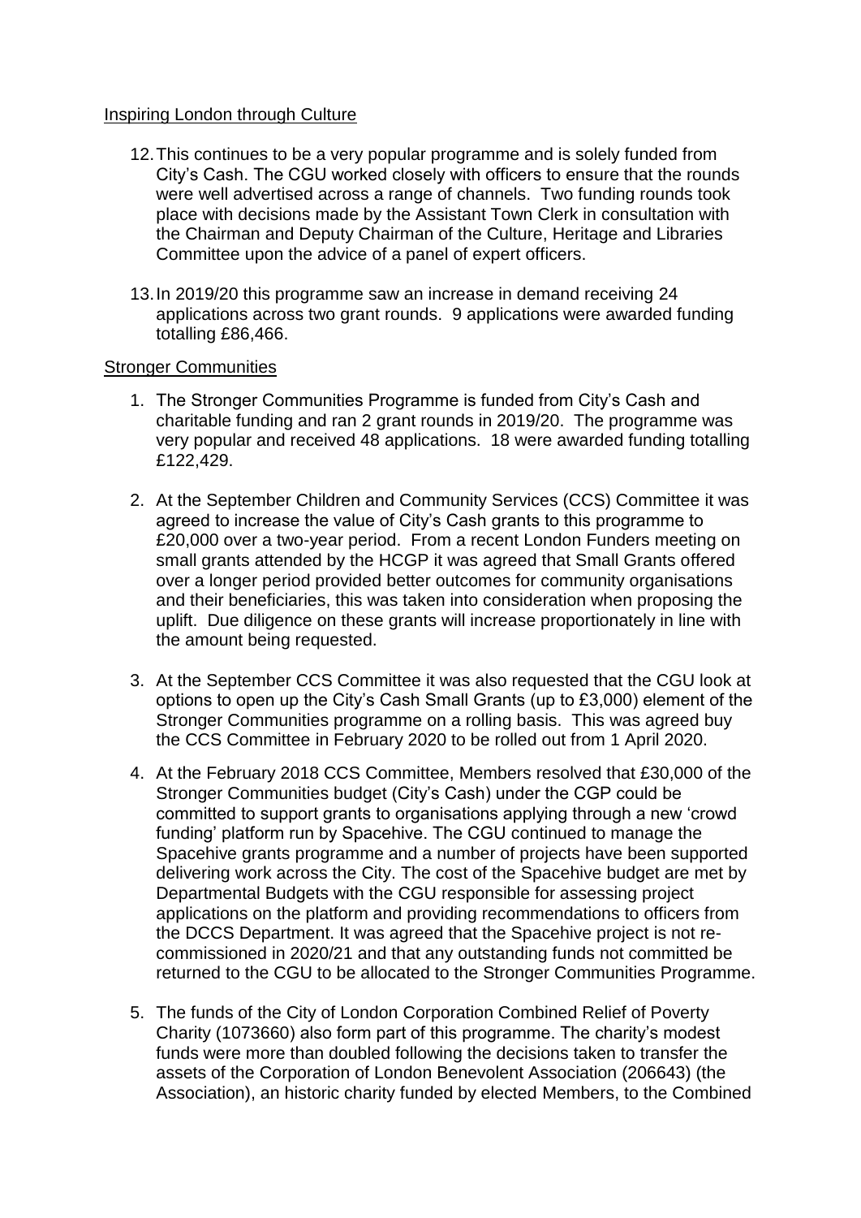Inspiring London through Culture

12. This continues to be a very popular programme and is solely funded from City's Cash. The CGU worked closely with officers to ensure that the rounds were well advertised across a range of channels. Two funding rounds took place with decisions made by the Assistant Town Clerk in consultation with the Chairman and Deputy Chairman of the Culture, Heritage and Libraries Committee upon the advice of a panel of expert officers.

13. In 2019/20 this programme saw an increase in demand receiving 24 applications across two grant rounds. 9 applications were awarded funding totalling £86,466.

Stronger Communities

1. The Stronger Communities Programme is funded from City's Cash and charitable funding and ran 2 grant rounds in 2019/20. The programme was very popular and received 48 applications. 18 were awarded funding totalling £122,429.

2. At the September Children and Community Services (CCS) Committee it was agreed to increase the value of City's Cash grants to this programme to £20,000 over a two-year period. From a recent London Funders meeting on small grants attended by the HCGP it was agreed that Small Grants offered over a longer period provided better outcomes for community organisations and their beneficiaries, this was taken into consideration when proposing the uplift. Due diligence on these grants will increase proportionately in line with the amount being requested.

3. At the September CCS Committee it was also requested that the CGU look at options to open up the City's Cash Small Grants (up to £3,000) element of the Stronger Communities programme on a rolling basis. This was agreed buy the CCS Committee in February 2020 to be rolled out from 1 April 2020.

4. At the February 2018 CCS Committee, Members resolved that £30,000 of the Stronger Communities budget (City's Cash) under the CGP could be committed to support grants to organisations applying through a new 'crowd funding' platform run by Spacehive. The CGU continued to manage the Spacehive grants programme and a number of projects have been supported delivering work across the City. The cost of the Spacehive budget are met by Departmental Budgets with the CGU responsible for assessing project applications on the platform and providing recommendations to officers from the DCCS Department. It was agreed that the Spacehive project is not re-commissioned in 2020/21 and that any outstanding funds not committed be returned to the CGU to be allocated to the Stronger Communities Programme.

5. The funds of the City of London Corporation Combined Relief of Poverty Charity (1073660) also form part of this programme. The charity's modest funds were more than doubled following the decisions taken to transfer the assets of the Corporation of London Benevolent Association (206643) (the Association), an historic charity funded by elected Members, to the Combined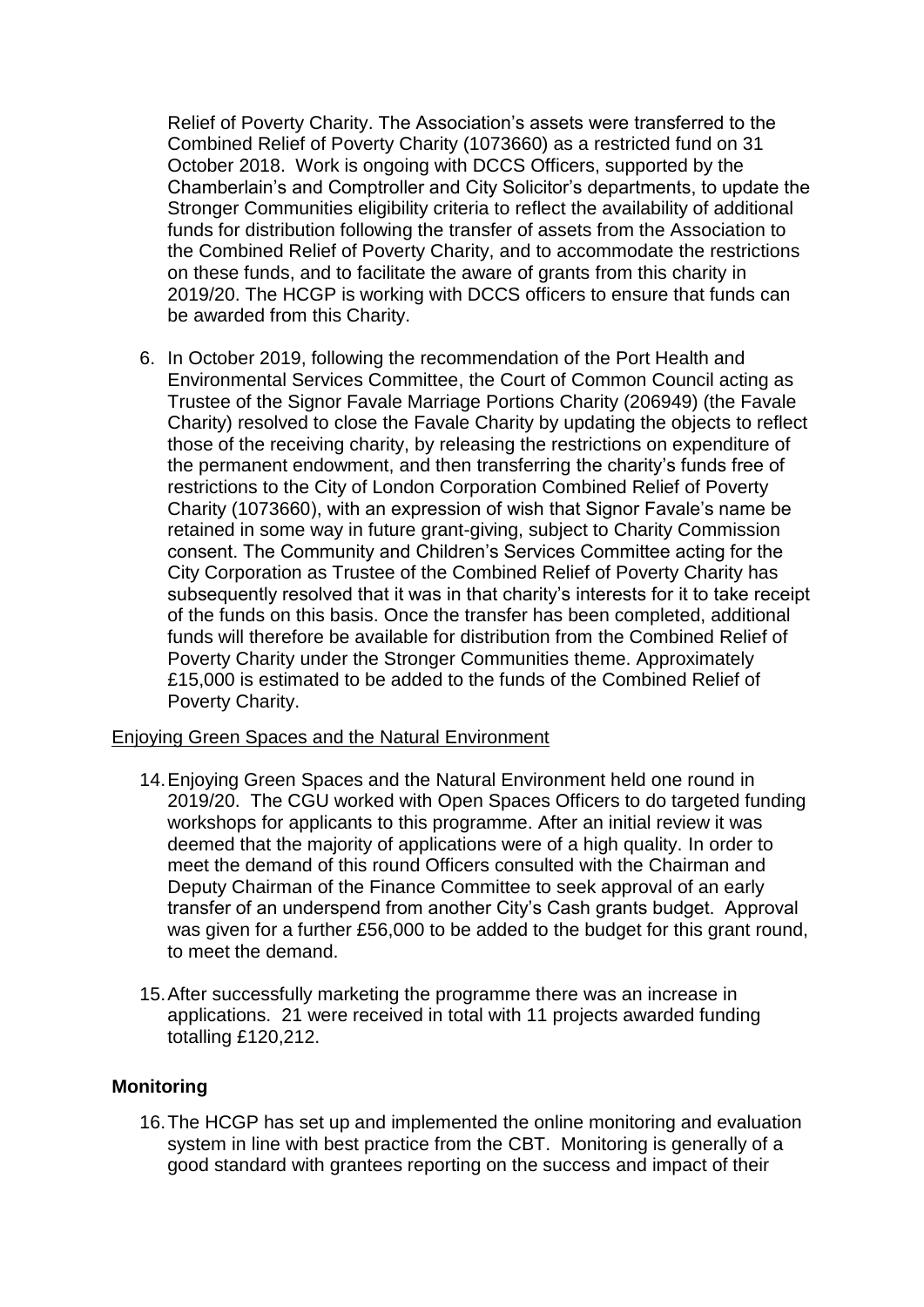Relief of Poverty Charity. The Association's assets were transferred to the Combined Relief of Poverty Charity (1073660) as a restricted fund on 31 October 2018. Work is ongoing with DCCS Officers, supported by the Chamberlain's and Comptroller and City Solicitor's departments, to update the Stronger Communities eligibility criteria to reflect the availability of additional funds for distribution following the transfer of assets from the Association to the Combined Relief of Poverty Charity, and to accommodate the restrictions on these funds, and to facilitate the aware of grants from this charity in 2019/20. The HCGP is working with DCCS officers to ensure that funds can be awarded from this Charity.

6. In October 2019, following the recommendation of the Port Health and Environmental Services Committee, the Court of Common Council acting as Trustee of the Signor Favale Marriage Portions Charity (206949) (the Favale Charity) resolved to close the Favale Charity by updating the objects to reflect those of the receiving charity, by releasing the restrictions on expenditure of the permanent endowment, and then transferring the charity's funds free of restrictions to the City of London Corporation Combined Relief of Poverty Charity (1073660), with an expression of wish that Signor Favale's name be retained in some way in future grant-giving, subject to Charity Commission consent. The Community and Children's Services Committee acting for the City Corporation as Trustee of the Combined Relief of Poverty Charity has subsequently resolved that it was in that charity's interests for it to take receipt of the funds on this basis. Once the transfer has been completed, additional funds will therefore be available for distribution from the Combined Relief of Poverty Charity under the Stronger Communities theme. Approximately £15,000 is estimated to be added to the funds of the Combined Relief of Poverty Charity.

Enjoying Green Spaces and the Natural Environment

14. Enjoying Green Spaces and the Natural Environment held one round in 2019/20. The CGU worked with Open Spaces Officers to do targeted funding workshops for applicants to this programme. After an initial review it was deemed that the majority of applications were of a high quality. In order to meet the demand of this round Officers consulted with the Chairman and Deputy Chairman of the Finance Committee to seek approval of an early transfer of an underspend from another City's Cash grants budget. Approval was given for a further £56,000 to be added to the budget for this grant round, to meet the demand.

15. After successfully marketing the programme there was an increase in applications. 21 were received in total with 11 projects awarded funding totalling £120,212.

**Monitoring**

16. The HCGP has set up and implemented the online monitoring and evaluation system in line with best practice from the CBT. Monitoring is generally of a good standard with grantees reporting on the success and impact of their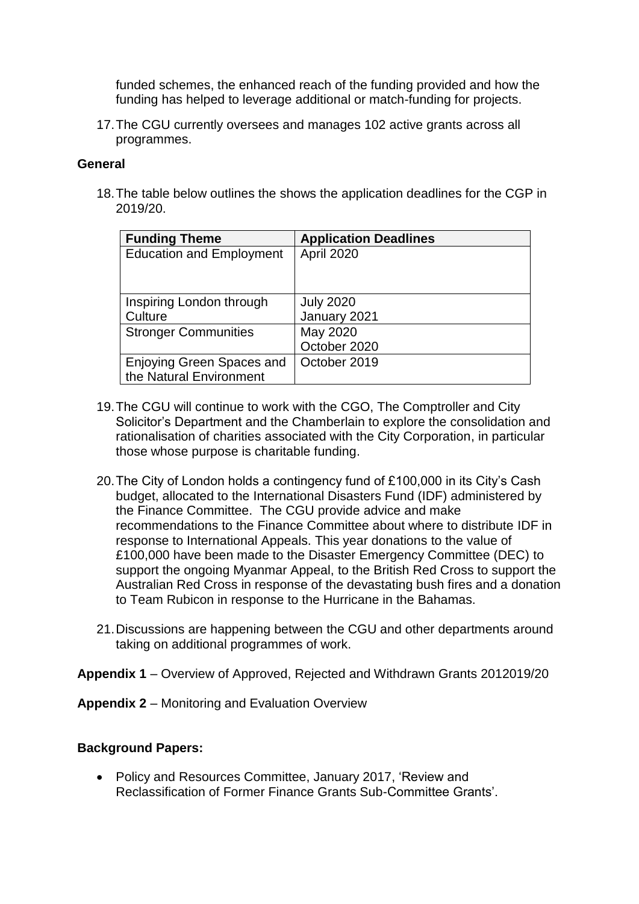funded schemes, the enhanced reach of the funding provided and how the funding has helped to leverage additional or match-funding for projects.

17. The CGU currently oversees and manages 102 active grants across all programmes.

**General**

18. The table below outlines the shows the application deadlines for the CGP in 2019/20.

| Funding Theme | Application Deadlines |
|---|---|
| Education and Employment | April 2020 |
| Inspiring London through Culture | July 2020<br>January 2021 |
| Stronger Communities | May 2020<br>October 2020 |
| Enjoying Green Spaces and the Natural Environment | October 2019 |

19. The CGU will continue to work with the CGO, The Comptroller and City Solicitor's Department and the Chamberlain to explore the consolidation and rationalisation of charities associated with the City Corporation, in particular those whose purpose is charitable funding.

20. The City of London holds a contingency fund of £100,000 in its City's Cash budget, allocated to the International Disasters Fund (IDF) administered by the Finance Committee. The CGU provide advice and make recommendations to the Finance Committee about where to distribute IDF in response to International Appeals. This year donations to the value of £100,000 have been made to the Disaster Emergency Committee (DEC) to support the ongoing Myanmar Appeal, to the British Red Cross to support the Australian Red Cross in response of the devastating bush fires and a donation to Team Rubicon in response to the Hurricane in the Bahamas.

21. Discussions are happening between the CGU and other departments around taking on additional programmes of work.

**Appendix 1** – Overview of Approved, Rejected and Withdrawn Grants 2012019/20

**Appendix 2** – Monitoring and Evaluation Overview

**Background Papers:**

- Policy and Resources Committee, January 2017, 'Review and Reclassification of Former Finance Grants Sub-Committee Grants'.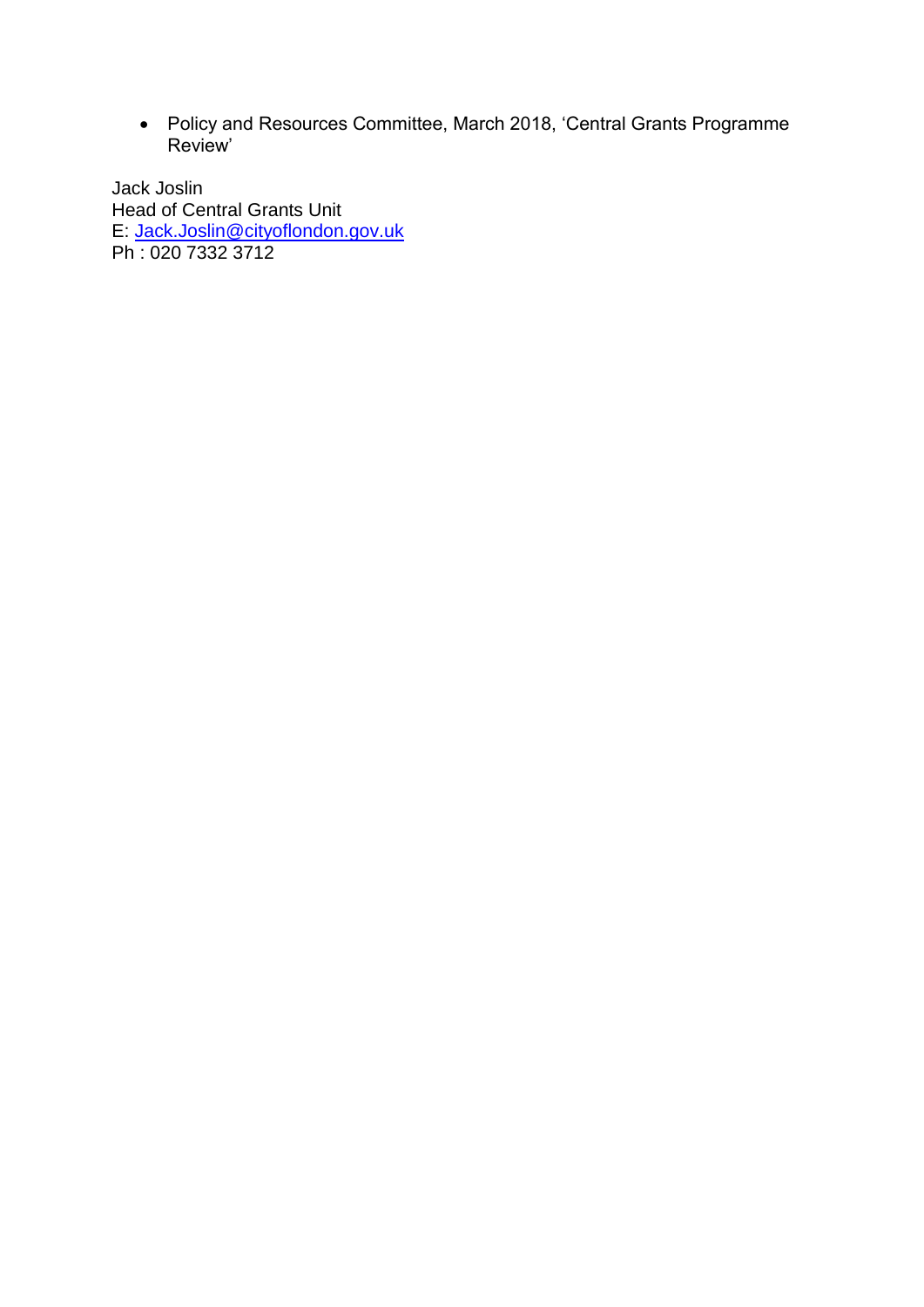- Policy and Resources Committee, March 2018, 'Central Grants Programme Review'

Jack Joslin  
Head of Central Grants Unit  
E: Jack.Joslin@cityoflondon.gov.uk  
Ph : 020 7332 3712